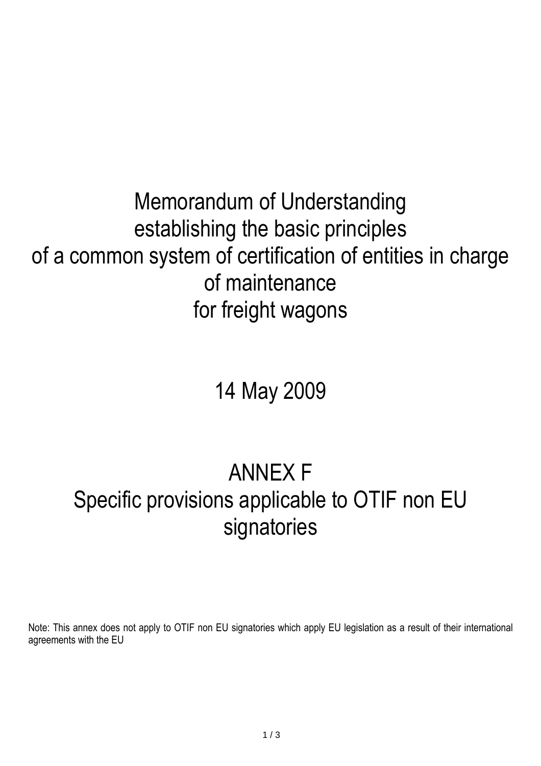# Memorandum of Understanding establishing the basic principles of a common system of certification of entities in charge of maintenance for freight wagons

14 May 2009

# ANNEX F
# Specific provisions applicable to OTIF non EU signatories

Note: This annex does not apply to OTIF non EU signatories which apply EU legislation as a result of their international agreements with the EU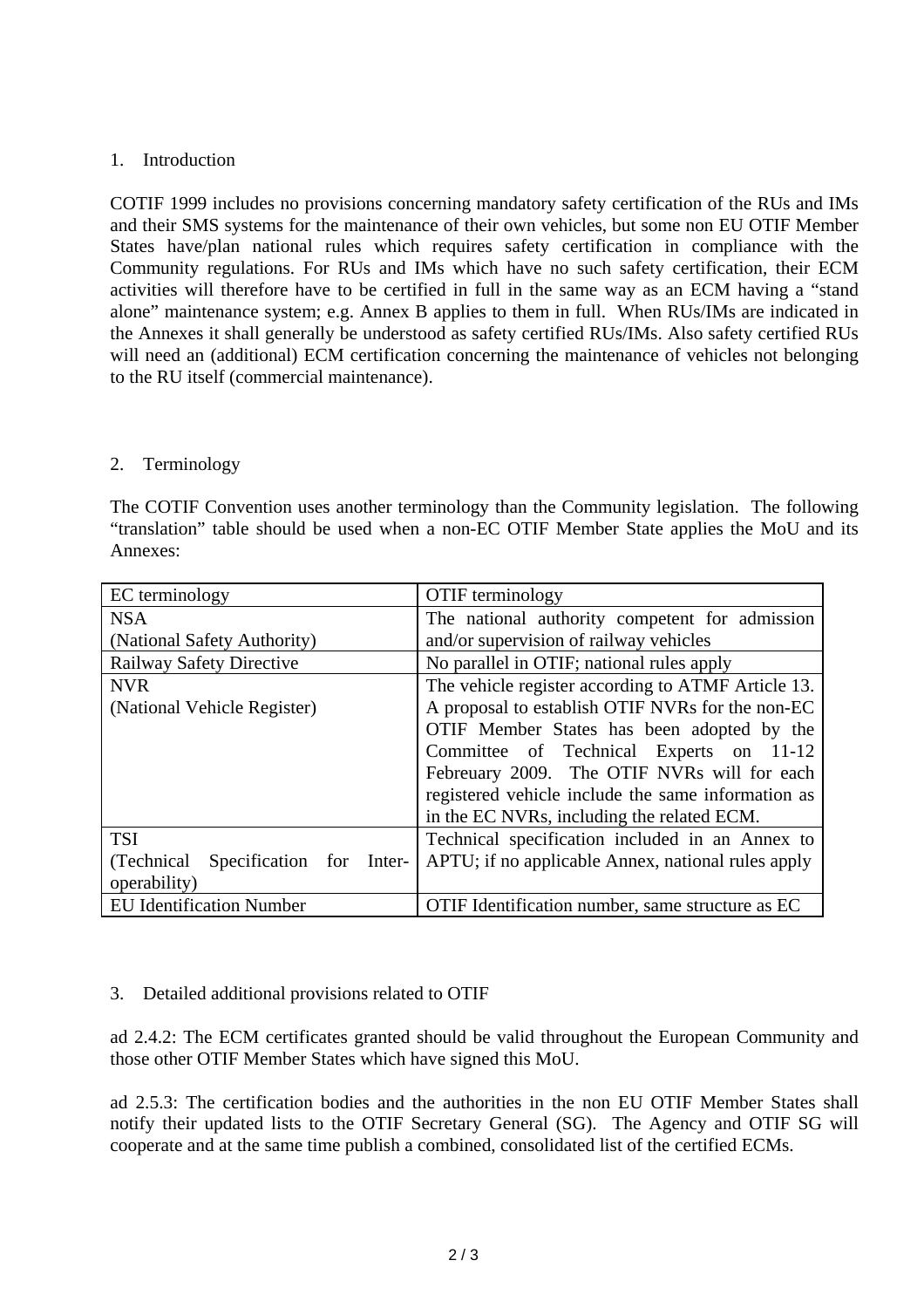## 1. Introduction

COTIF 1999 includes no provisions concerning mandatory safety certification of the RUs and IMs and their SMS systems for the maintenance of their own vehicles, but some non EU OTIF Member States have/plan national rules which requires safety certification in compliance with the Community regulations. For RUs and IMs which have no such safety certification, their ECM activities will therefore have to be certified in full in the same way as an ECM having a "stand alone" maintenance system; e.g. Annex B applies to them in full. When RUs/IMs are indicated in the Annexes it shall generally be understood as safety certified RUs/IMs. Also safety certified RUs will need an (additional) ECM certification concerning the maintenance of vehicles not belonging to the RU itself (commercial maintenance).

## 2. Terminology

The COTIF Convention uses another terminology than the Community legislation. The following "translation" table should be used when a non-EC OTIF Member State applies the MoU and its Annexes:

| EC terminology | OTIF terminology |
|---|---|
| NSA (National Safety Authority) | The national authority competent for admission and/or supervision of railway vehicles |
| Railway Safety Directive | No parallel in OTIF; national rules apply |
| NVR (National Vehicle Register) | The vehicle register according to ATMF Article 13. A proposal to establish OTIF NVRs for the non-EC OTIF Member States has been adopted by the Committee of Technical Experts on 11-12 Febreuary 2009. The OTIF NVRs will for each registered vehicle include the same information as in the EC NVRs, including the related ECM. |
| TSI (Technical Specification for Inter-operability) | Technical specification included in an Annex to APTU; if no applicable Annex, national rules apply |
| EU Identification Number | OTIF Identification number, same structure as EC |

## 3. Detailed additional provisions related to OTIF

ad 2.4.2: The ECM certificates granted should be valid throughout the European Community and those other OTIF Member States which have signed this MoU.

ad 2.5.3: The certification bodies and the authorities in the non EU OTIF Member States shall notify their updated lists to the OTIF Secretary General (SG). The Agency and OTIF SG will cooperate and at the same time publish a combined, consolidated list of the certified ECMs.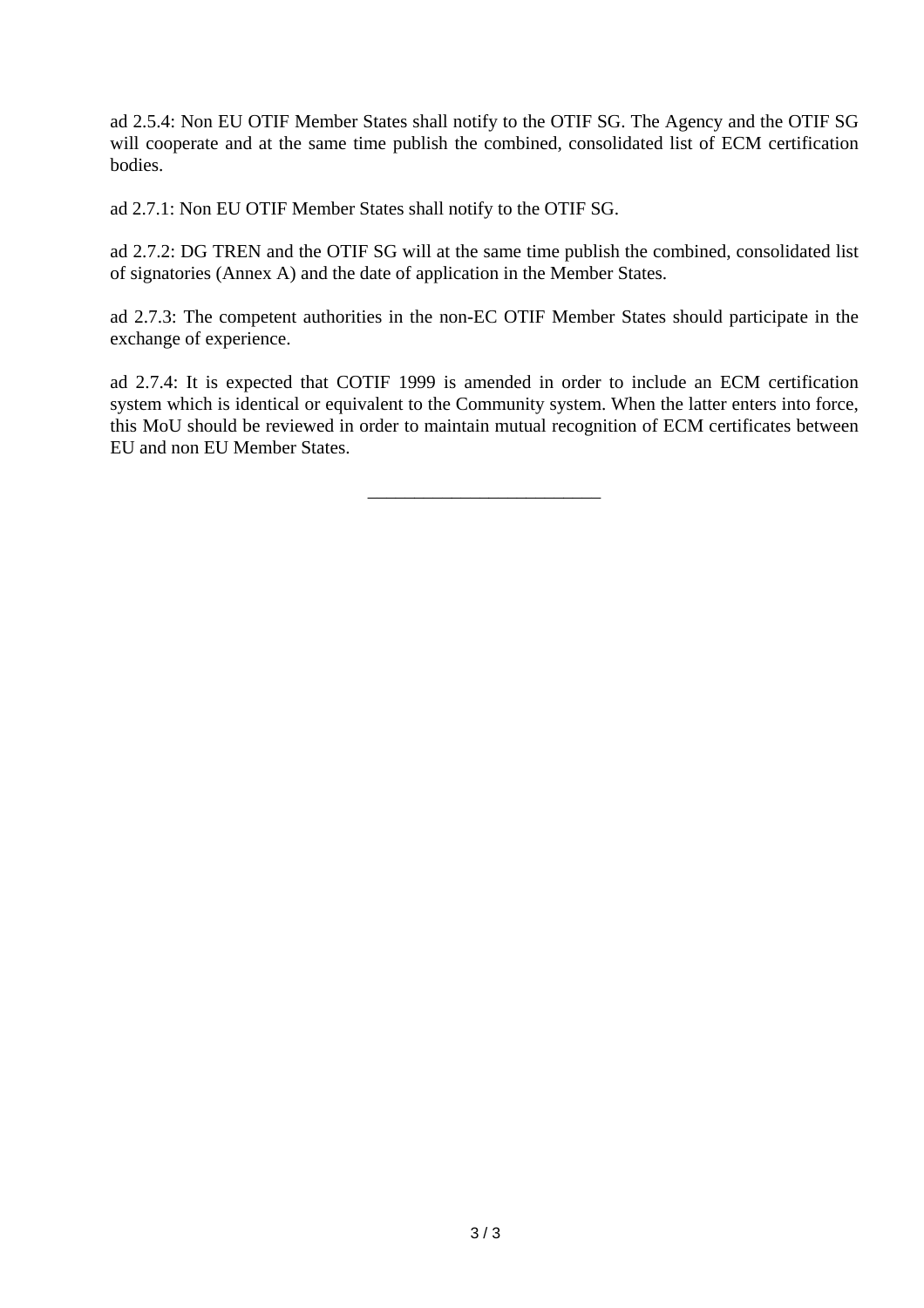ad 2.5.4: Non EU OTIF Member States shall notify to the OTIF SG. The Agency and the OTIF SG will cooperate and at the same time publish the combined, consolidated list of ECM certification bodies.

ad 2.7.1: Non EU OTIF Member States shall notify to the OTIF SG.

ad 2.7.2: DG TREN and the OTIF SG will at the same time publish the combined, consolidated list of signatories (Annex A) and the date of application in the Member States.

ad 2.7.3: The competent authorities in the non-EC OTIF Member States should participate in the exchange of experience.

ad 2.7.4: It is expected that COTIF 1999 is amended in order to include an ECM certification system which is identical or equivalent to the Community system. When the latter enters into force, this MoU should be reviewed in order to maintain mutual recognition of ECM certificates between EU and non EU Member States.

\_\_\_\_\_\_\_\_\_\_\_\_\_\_\_\_\_\_\_\_\_\_\_\_\_\_